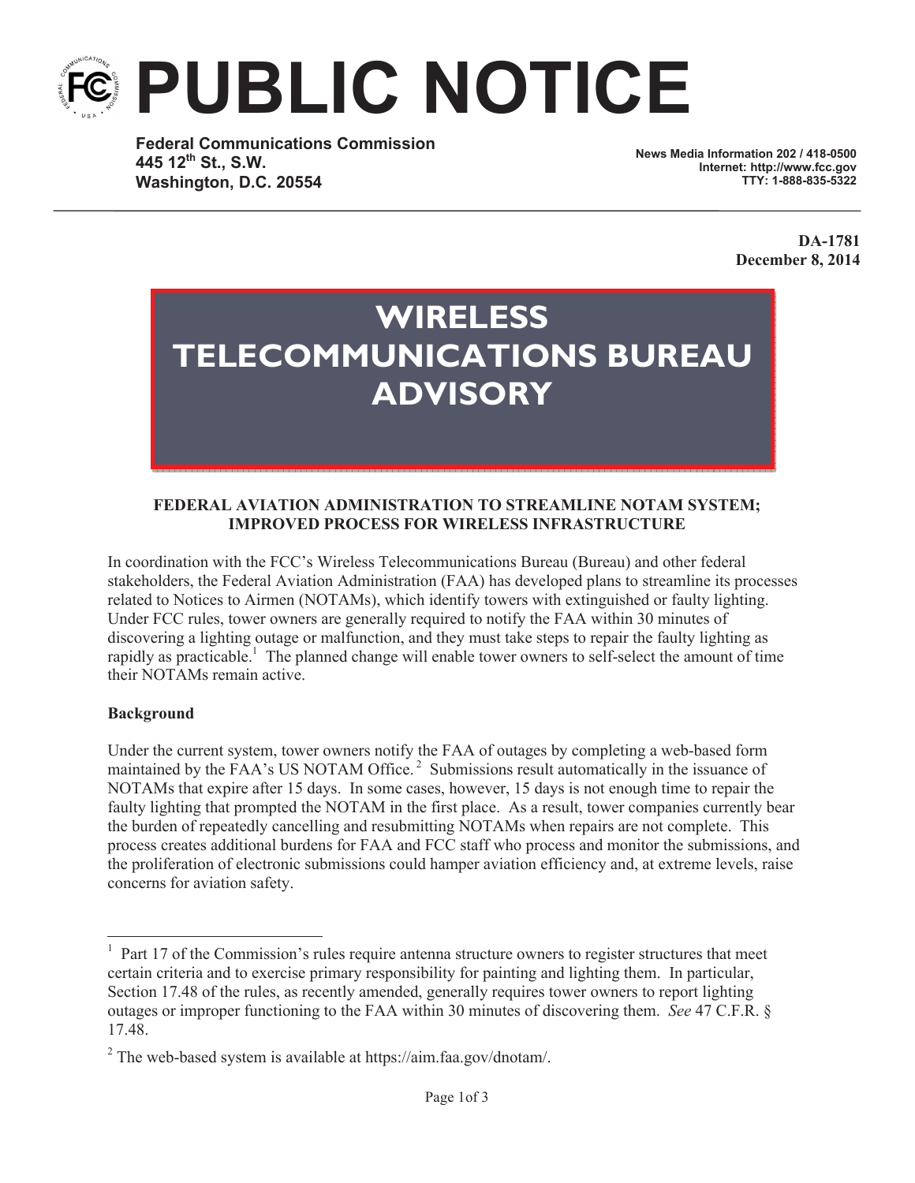# PUBLIC NOTICE

**Federal Communications Commission**
**445 12th St., S.W.**
**Washington, D.C. 20554**

**News Media Information 202 / 418-0500**
**Internet: http://www.fcc.gov**
**TTY: 1-888-835-5322**

**DA-1781**
**December 8, 2014**

## WIRELESS TELECOMMUNICATIONS BUREAU ADVISORY

### FEDERAL AVIATION ADMINISTRATION TO STREAMLINE NOTAM SYSTEM; IMPROVED PROCESS FOR WIRELESS INFRASTRUCTURE

In coordination with the FCC's Wireless Telecommunications Bureau (Bureau) and other federal stakeholders, the Federal Aviation Administration (FAA) has developed plans to streamline its processes related to Notices to Airmen (NOTAMs), which identify towers with extinguished or faulty lighting. Under FCC rules, tower owners are generally required to notify the FAA within 30 minutes of discovering a lighting outage or malfunction, and they must take steps to repair the faulty lighting as rapidly as practicable.[1] The planned change will enable tower owners to self-select the amount of time their NOTAMs remain active.

**Background**

Under the current system, tower owners notify the FAA of outages by completing a web-based form maintained by the FAA's US NOTAM Office.[2] Submissions result automatically in the issuance of NOTAMs that expire after 15 days. In some cases, however, 15 days is not enough time to repair the faulty lighting that prompted the NOTAM in the first place. As a result, tower companies currently bear the burden of repeatedly cancelling and resubmitting NOTAMs when repairs are not complete. This process creates additional burdens for FAA and FCC staff who process and monitor the submissions, and the proliferation of electronic submissions could hamper aviation efficiency and, at extreme levels, raise concerns for aviation safety.

---

[1] Part 17 of the Commission's rules require antenna structure owners to register structures that meet certain criteria and to exercise primary responsibility for painting and lighting them. In particular, Section 17.48 of the rules, as recently amended, generally requires tower owners to report lighting outages or improper functioning to the FAA within 30 minutes of discovering them. *See* 47 C.F.R. § 17.48.

[2] The web-based system is available at https://aim.faa.gov/dnotam/.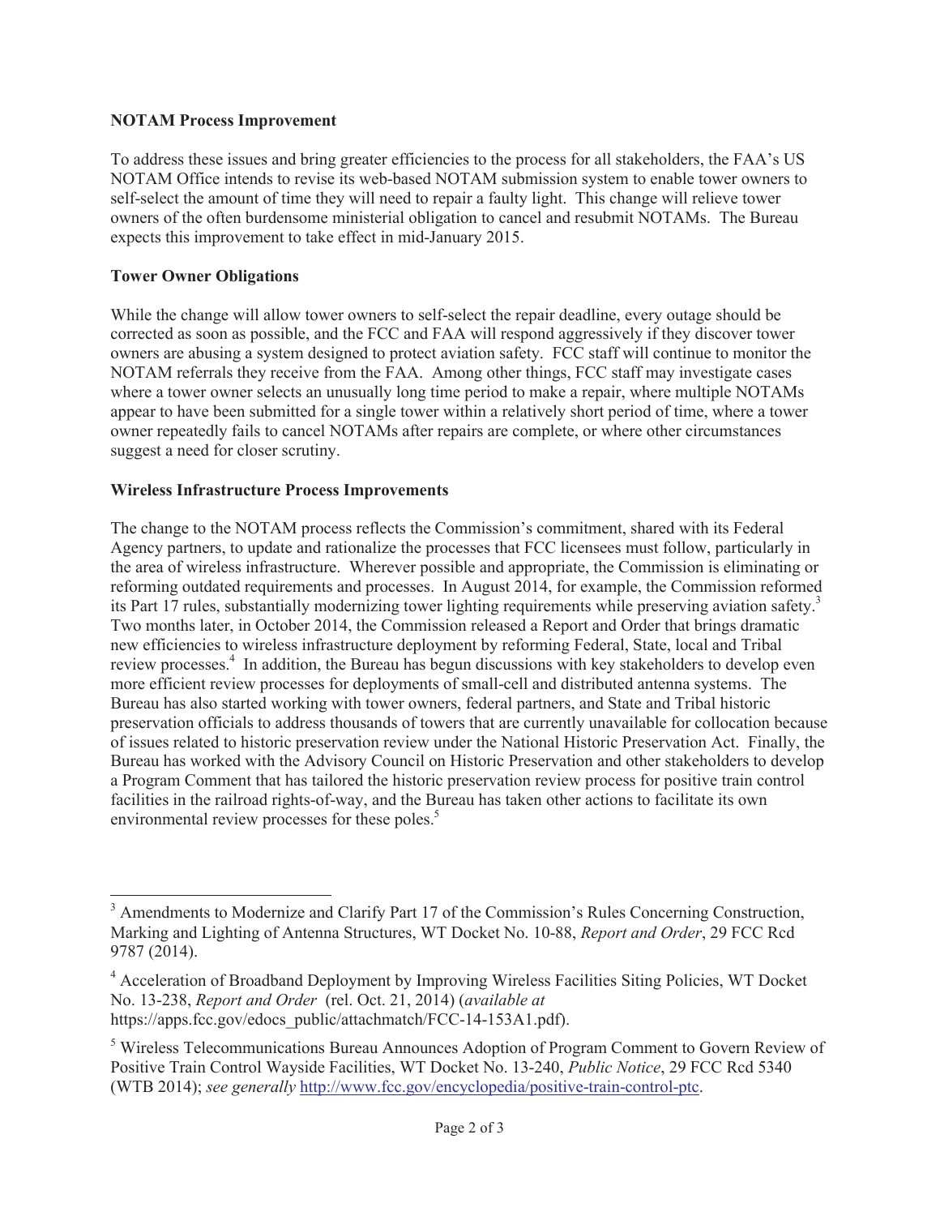**NOTAM Process Improvement**

To address these issues and bring greater efficiencies to the process for all stakeholders, the FAA's US NOTAM Office intends to revise its web-based NOTAM submission system to enable tower owners to self-select the amount of time they will need to repair a faulty light. This change will relieve tower owners of the often burdensome ministerial obligation to cancel and resubmit NOTAMs. The Bureau expects this improvement to take effect in mid-January 2015.

**Tower Owner Obligations**

While the change will allow tower owners to self-select the repair deadline, every outage should be corrected as soon as possible, and the FCC and FAA will respond aggressively if they discover tower owners are abusing a system designed to protect aviation safety. FCC staff will continue to monitor the NOTAM referrals they receive from the FAA. Among other things, FCC staff may investigate cases where a tower owner selects an unusually long time period to make a repair, where multiple NOTAMs appear to have been submitted for a single tower within a relatively short period of time, where a tower owner repeatedly fails to cancel NOTAMs after repairs are complete, or where other circumstances suggest a need for closer scrutiny.

**Wireless Infrastructure Process Improvements**

The change to the NOTAM process reflects the Commission's commitment, shared with its Federal Agency partners, to update and rationalize the processes that FCC licensees must follow, particularly in the area of wireless infrastructure. Wherever possible and appropriate, the Commission is eliminating or reforming outdated requirements and processes. In August 2014, for example, the Commission reformed its Part 17 rules, substantially modernizing tower lighting requirements while preserving aviation safety.[3] Two months later, in October 2014, the Commission released a Report and Order that brings dramatic new efficiencies to wireless infrastructure deployment by reforming Federal, State, local and Tribal review processes.[4] In addition, the Bureau has begun discussions with key stakeholders to develop even more efficient review processes for deployments of small-cell and distributed antenna systems. The Bureau has also started working with tower owners, federal partners, and State and Tribal historic preservation officials to address thousands of towers that are currently unavailable for collocation because of issues related to historic preservation review under the National Historic Preservation Act. Finally, the Bureau has worked with the Advisory Council on Historic Preservation and other stakeholders to develop a Program Comment that has tailored the historic preservation review process for positive train control facilities in the railroad rights-of-way, and the Bureau has taken other actions to facilitate its own environmental review processes for these poles.[5]

---

[3] Amendments to Modernize and Clarify Part 17 of the Commission's Rules Concerning Construction, Marking and Lighting of Antenna Structures, WT Docket No. 10-88, *Report and Order*, 29 FCC Rcd 9787 (2014).

[4] Acceleration of Broadband Deployment by Improving Wireless Facilities Siting Policies, WT Docket No. 13-238, *Report and Order* (rel. Oct. 21, 2014) (*available at* https://apps.fcc.gov/edocs_public/attachmatch/FCC-14-153A1.pdf).

[5] Wireless Telecommunications Bureau Announces Adoption of Program Comment to Govern Review of Positive Train Control Wayside Facilities, WT Docket No. 13-240, *Public Notice*, 29 FCC Rcd 5340 (WTB 2014); *see generally* http://www.fcc.gov/encyclopedia/positive-train-control-ptc.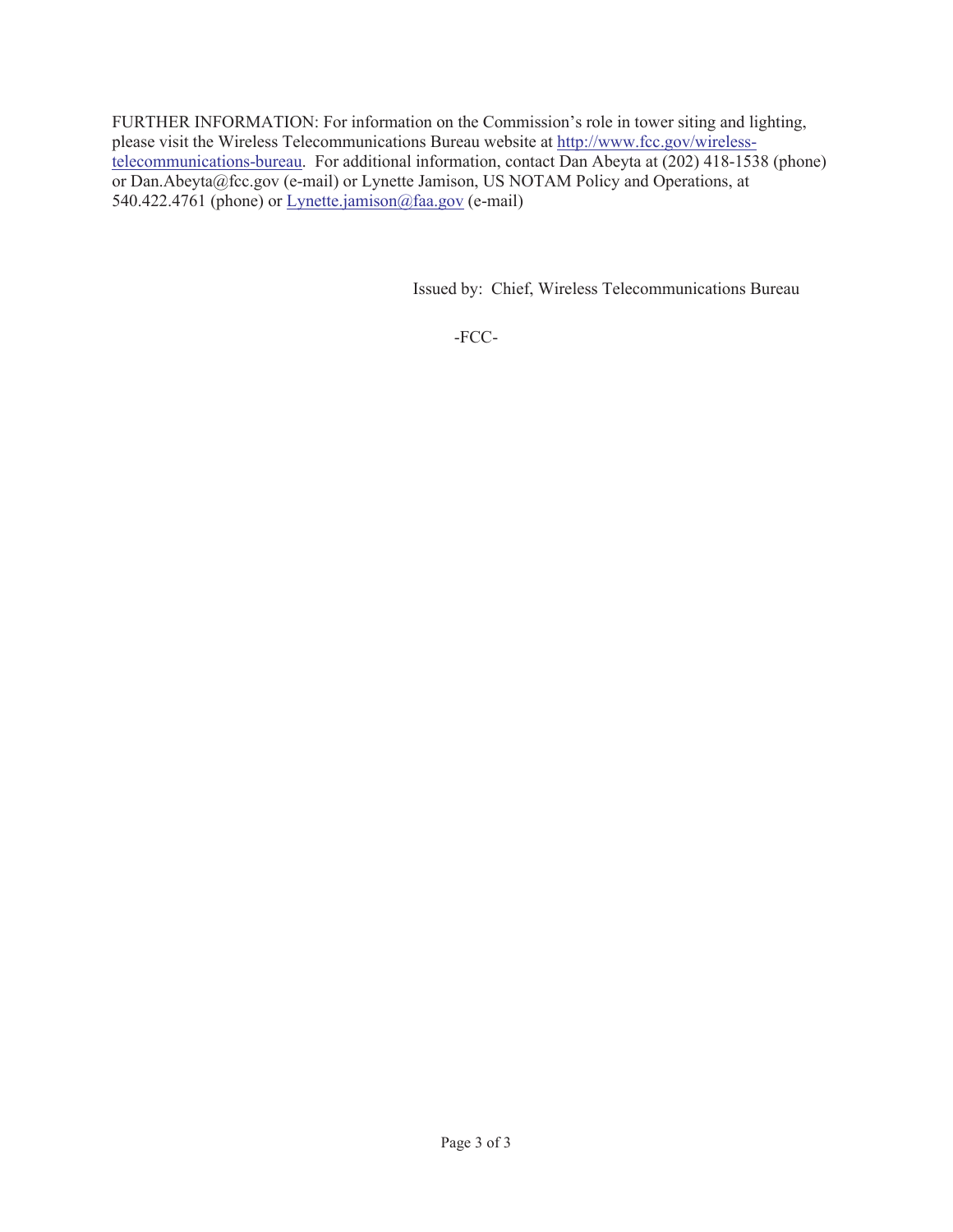FURTHER INFORMATION: For information on the Commission's role in tower siting and lighting, please visit the Wireless Telecommunications Bureau website at http://www.fcc.gov/wireless-telecommunications-bureau. For additional information, contact Dan Abeyta at (202) 418-1538 (phone) or Dan.Abeyta@fcc.gov (e-mail) or Lynette Jamison, US NOTAM Policy and Operations, at 540.422.4761 (phone) or Lynette.jamison@faa.gov (e-mail)

Issued by: Chief, Wireless Telecommunications Bureau

-FCC-